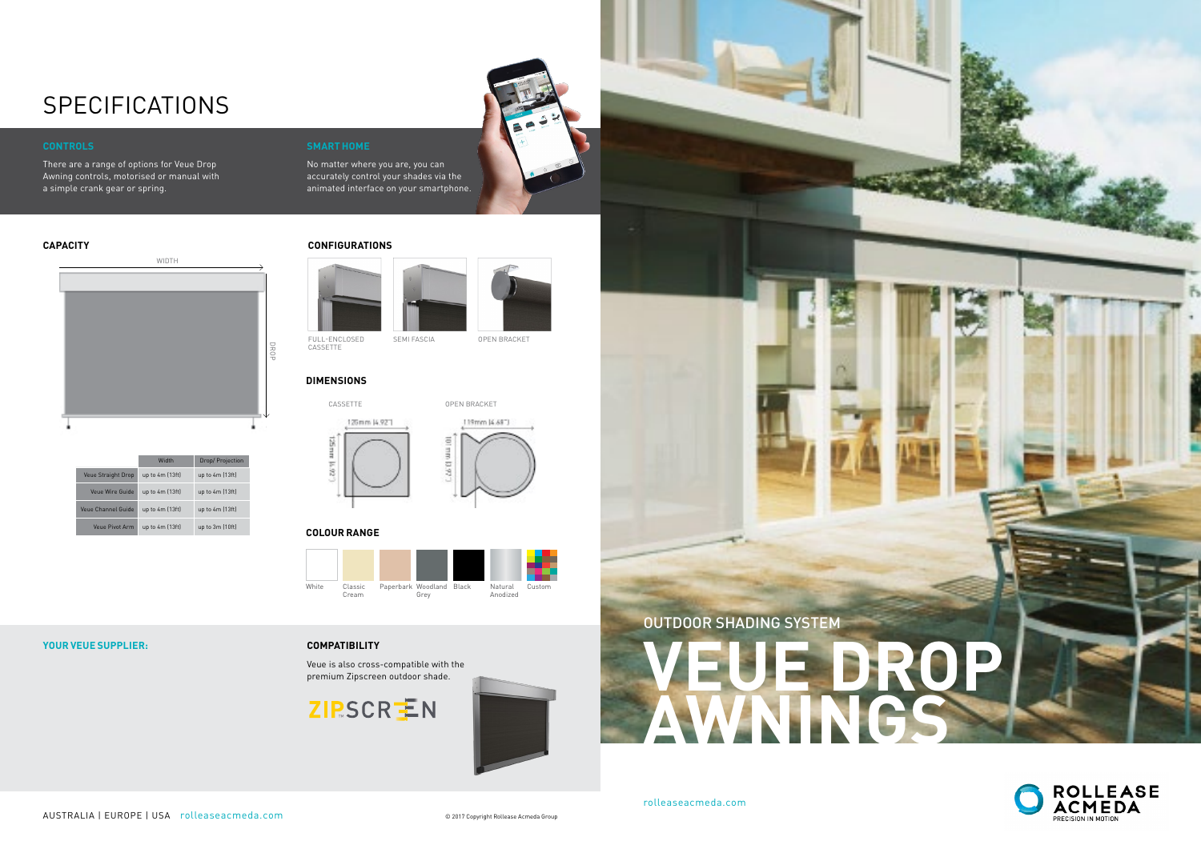# SPECIFICATIONS

## CONTROLS

There are a range of options for Veue Drop Awning controls, motorised or manual with a simple crank gear or spring.

## SMART HOME

No matter where you are, you can accurately control your shades via the animated interface on your smartphone.

## CAPACITY

WIDTH

DROP

| | Width | Drop/ Projection |
|---|---|---|
| Veue Straight Drop | up to 4m (13ft) | up to 4m (13ft) |
| Veue Wire Guide | up to 4m (13ft) | up to 4m (13ft) |
| Veue Channel Guide | up to 4m (13ft) | up to 4m (13ft) |
| Veue Pivot Arm | up to 4m (13ft) | up to 3m (10ft) |

## CONFIGURATIONS

FULL-ENCLOSED CASSETTE

SEMI FASCIA

OPEN BRACKET

## DIMENSIONS

CASSETTE

125mm (4.92")

125mm (4.92")

OPEN BRACKET

119mm (4.68")

101 mm (3.97")

## COLOUR RANGE

White

Classic Cream

Paperbark

Woodland Grey

Black

Natural Anodized

Custom

## YOUR VEUE SUPPLIER:

## COMPATIBILITY

Veue is also cross-compatible with the premium Zipscreen outdoor shade.

ZIPSCREEN

AUSTRALIA | EUROPE | USA rolleaseacmeda.com

© 2017 Copyright Rollease Acmeda Group

OUTDOOR SHADING SYSTEM

# VEUE DROP AWNINGS

rolleaseacmeda.com

ROLLEASE ACMEDA
PRECISION IN MOTION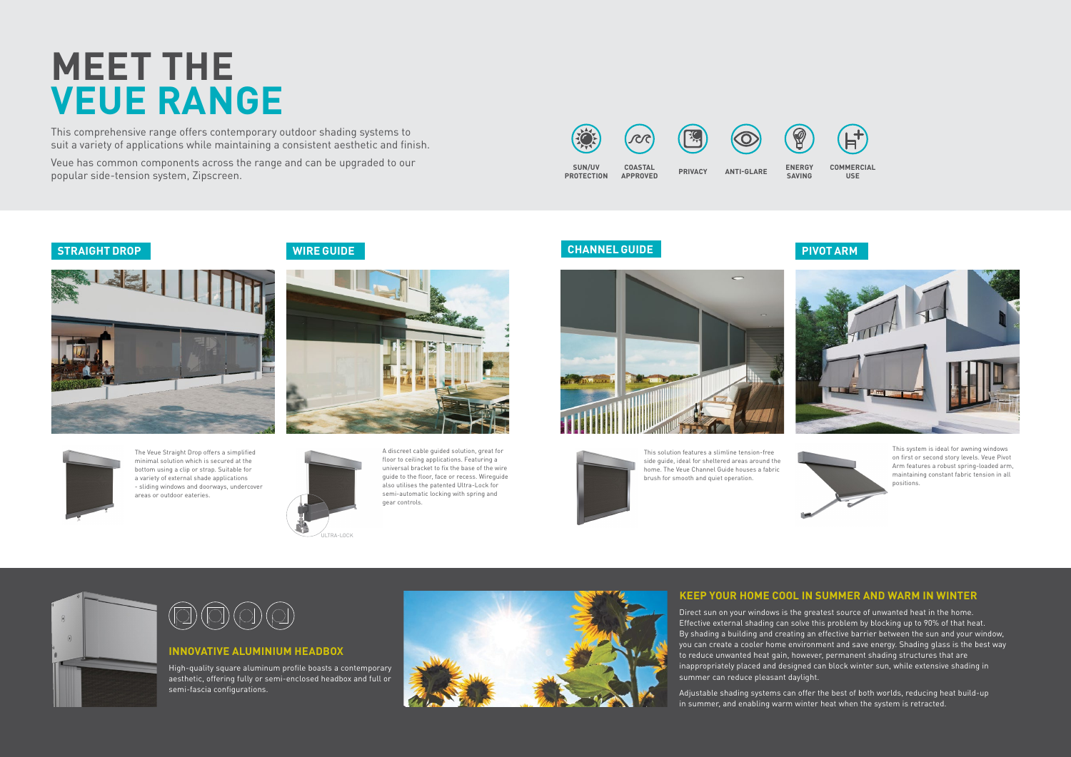# MEET THE VEUE RANGE

This comprehensive range offers contemporary outdoor shading systems to suit a variety of applications while maintaining a consistent aesthetic and finish.

Veue has common components across the range and can be upgraded to our popular side-tension system, Zipscreen.

SUN/UV PROTECTION | COASTAL APPROVED | PRIVACY | ANTI-GLARE | ENERGY SAVING | COMMERCIAL USE

## STRAIGHT DROP

The Veue Straight Drop offers a simplified minimal solution which is secured at the bottom using a clip or strap. Suitable for a variety of external shade applications - sliding windows and doorways, undercover areas or outdoor eateries.

## WIRE GUIDE

A discreet cable guided solution, great for floor to ceiling applications. Featuring a universal bracket to fix the base of the wire guide to the floor, face or recess. Wireguide also utilises the patented Ultra-Lock for semi-automatic locking with spring and gear controls.

ULTRA-LOCK

## CHANNEL GUIDE

This solution features a slimline tension-free side guide, ideal for sheltered areas around the home. The Veue Channel Guide houses a fabric brush for smooth and quiet operation.

## PIVOT ARM

This system is ideal for awning windows on first or second story levels. Veue Pivot Arm features a robust spring-loaded arm, maintaining constant fabric tension in all positions.

## INNOVATIVE ALUMINIUM HEADBOX

High-quality square aluminum profile boasts a contemporary aesthetic, offering fully or semi-enclosed headbox and full or semi-fascia configurations.

## KEEP YOUR HOME COOL IN SUMMER AND WARM IN WINTER

Direct sun on your windows is the greatest source of unwanted heat in the home. Effective external shading can solve this problem by blocking up to 90% of that heat. By shading a building and creating an effective barrier between the sun and your window, you can create a cooler home environment and save energy. Shading glass is the best way to reduce unwanted heat gain, however, permanent shading structures that are inappropriately placed and designed can block winter sun, while extensive shading in summer can reduce pleasant daylight.

Adjustable shading systems can offer the best of both worlds, reducing heat build-up in summer, and enabling warm winter heat when the system is retracted.